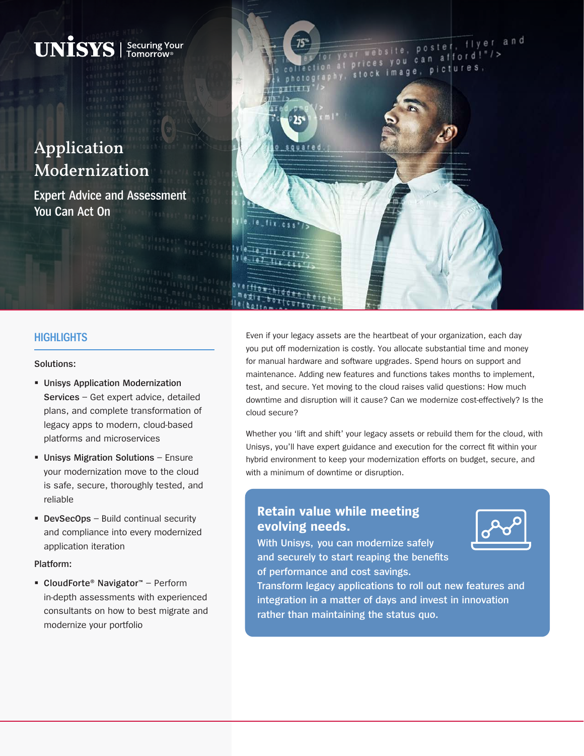UNISYS | Securing Your Tomorrow®

# Application Modernization

## Expert Advice and Assessment You Can Act On

## HIGHLIGHTS

**Solutions:**

- **Unisys Application Modernization Services** – Get expert advice, detailed plans, and complete transformation of legacy apps to modern, cloud-based platforms and microservices
- **Unisys Migration Solutions** – Ensure your modernization move to the cloud is safe, secure, thoroughly tested, and reliable
- **DevSecOps** – Build continual security and compliance into every modernized application iteration

**Platform:**

- **CloudForte® Navigator™** – Perform in-depth assessments with experienced consultants on how to best migrate and modernize your portfolio

Even if your legacy assets are the heartbeat of your organization, each day you put off modernization is costly. You allocate substantial time and money for manual hardware and software upgrades. Spend hours on support and maintenance. Adding new features and functions takes months to implement, test, and secure. Yet moving to the cloud raises valid questions: How much downtime and disruption will it cause? Can we modernize cost-effectively? Is the cloud secure?

Whether you 'lift and shift' your legacy assets or rebuild them for the cloud, with Unisys, you'll have expert guidance and execution for the correct fit within your hybrid environment to keep your modernization efforts on budget, secure, and with a minimum of downtime or disruption.

### Retain value while meeting evolving needs.

**With Unisys, you can modernize safely and securely to start reaping the benefits of performance and cost savings. Transform legacy applications to roll out new features and integration in a matter of days and invest in innovation rather than maintaining the status quo.**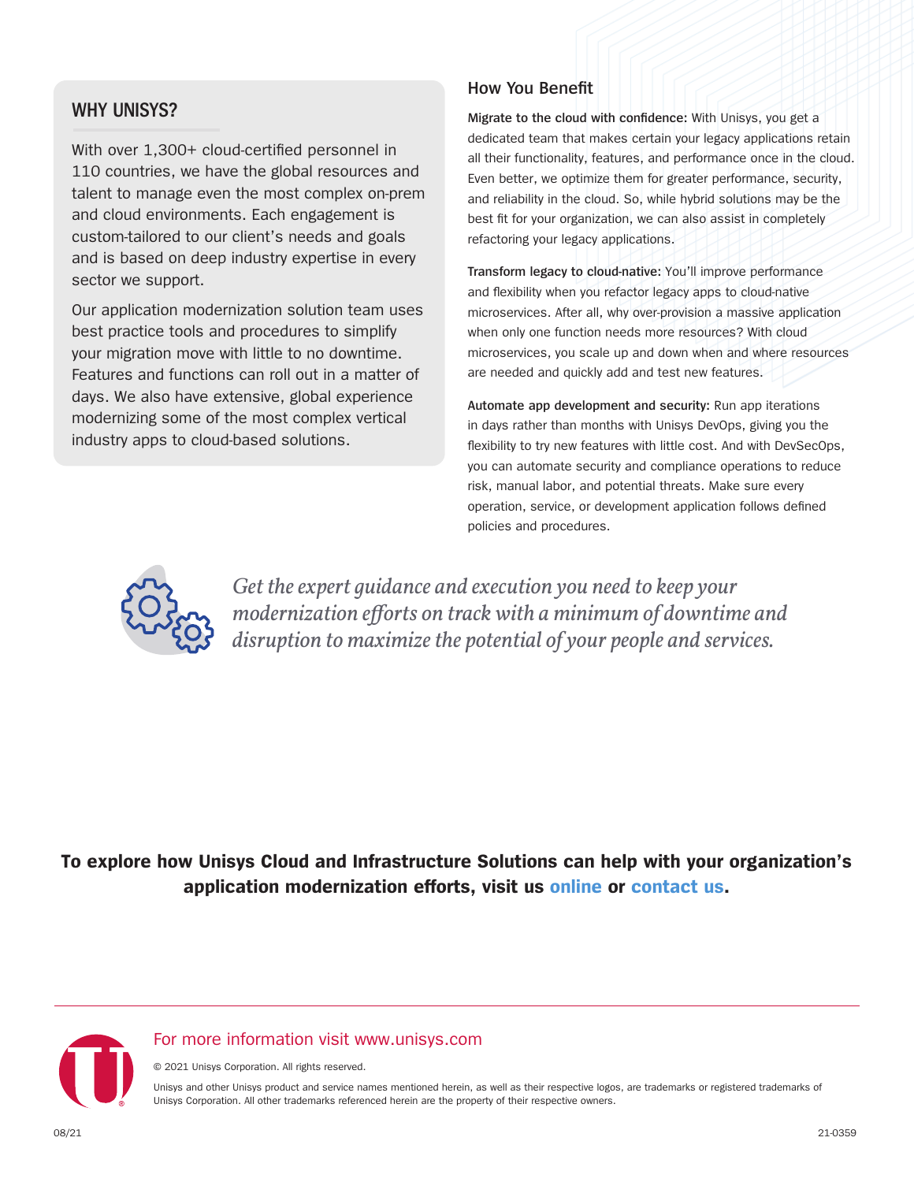## WHY UNISYS?

With over 1,300+ cloud-certified personnel in 110 countries, we have the global resources and talent to manage even the most complex on-prem and cloud environments. Each engagement is custom-tailored to our client's needs and goals and is based on deep industry expertise in every sector we support.

Our application modernization solution team uses best practice tools and procedures to simplify your migration move with little to no downtime. Features and functions can roll out in a matter of days. We also have extensive, global experience modernizing some of the most complex vertical industry apps to cloud-based solutions.

## How You Benefit

**Migrate to the cloud with confidence:** With Unisys, you get a dedicated team that makes certain your legacy applications retain all their functionality, features, and performance once in the cloud. Even better, we optimize them for greater performance, security, and reliability in the cloud. So, while hybrid solutions may be the best fit for your organization, we can also assist in completely refactoring your legacy applications.

**Transform legacy to cloud-native:** You'll improve performance and flexibility when you refactor legacy apps to cloud-native microservices. After all, why over-provision a massive application when only one function needs more resources? With cloud microservices, you scale up and down when and where resources are needed and quickly add and test new features.

**Automate app development and security:** Run app iterations in days rather than months with Unisys DevOps, giving you the flexibility to try new features with little cost. And with DevSecOps, you can automate security and compliance operations to reduce risk, manual labor, and potential threats. Make sure every operation, service, or development application follows defined policies and procedures.

*Get the expert guidance and execution you need to keep your modernization efforts on track with a minimum of downtime and disruption to maximize the potential of your people and services.*

**To explore how Unisys Cloud and Infrastructure Solutions can help with your organization's application modernization efforts, visit us online or contact us.**

For more information visit www.unisys.com

© 2021 Unisys Corporation. All rights reserved.

Unisys and other Unisys product and service names mentioned herein, as well as their respective logos, are trademarks or registered trademarks of Unisys Corporation. All other trademarks referenced herein are the property of their respective owners.

08/21

21-0359